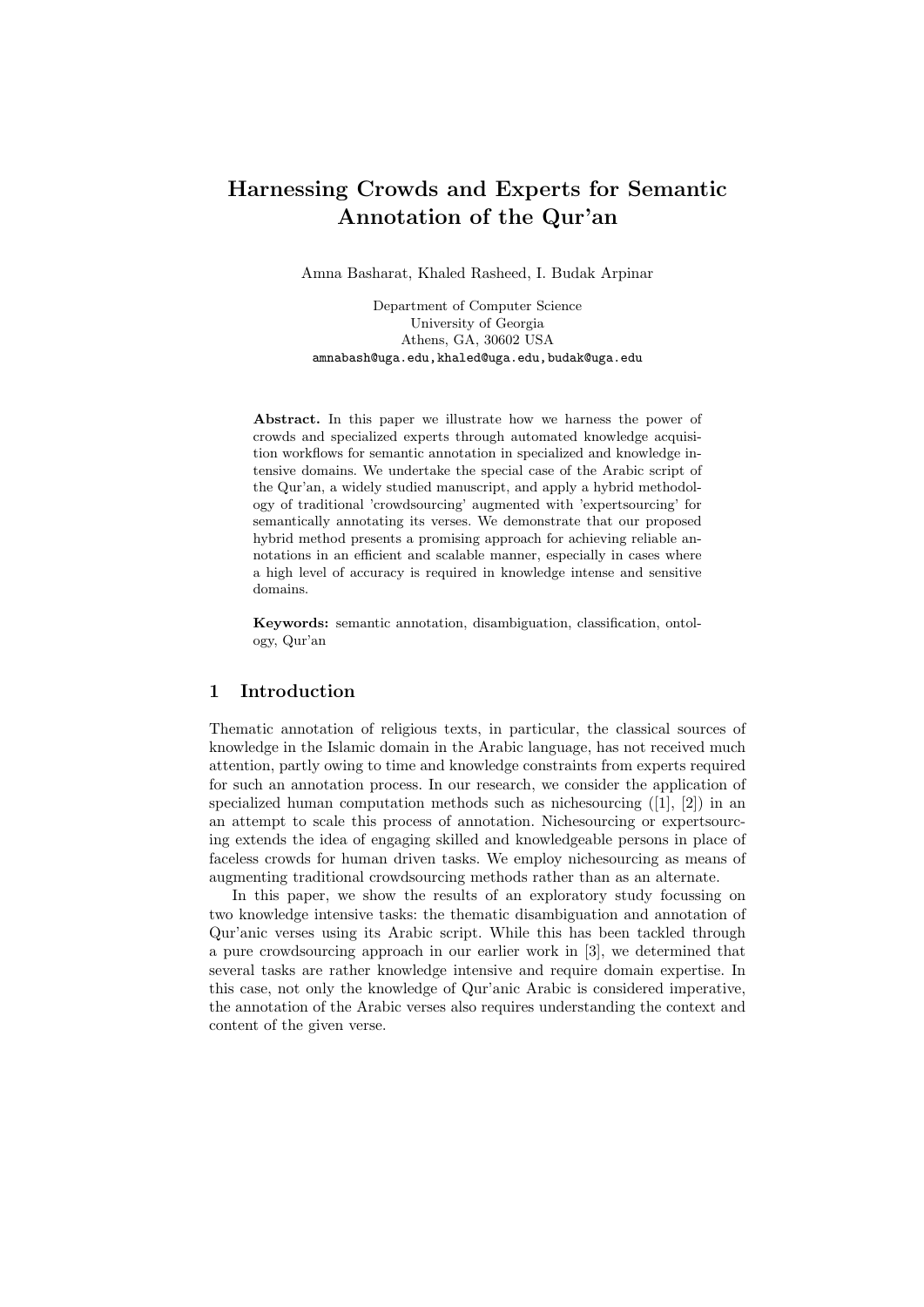# Harnessing Crowds and Experts for Semantic Annotation of the Qur'an

Amna Basharat, Khaled Rasheed, I. Budak Arpinar

Department of Computer Science
University of Georgia
Athens, GA, 30602 USA
amnabash@uga.edu, khaled@uga.edu, budak@uga.edu

**Abstract.** In this paper we illustrate how we harness the power of crowds and specialized experts through automated knowledge acquisition workflows for semantic annotation in specialized and knowledge intensive domains. We undertake the special case of the Arabic script of the Qur'an, a widely studied manuscript, and apply a hybrid methodology of traditional 'crowdsourcing' augmented with 'expertsourcing' for semantically annotating its verses. We demonstrate that our proposed hybrid method presents a promising approach for achieving reliable annotations in an efficient and scalable manner, especially in cases where a high level of accuracy is required in knowledge intense and sensitive domains.

**Keywords:** semantic annotation, disambiguation, classification, ontology, Qur'an

## 1 Introduction

Thematic annotation of religious texts, in particular, the classical sources of knowledge in the Islamic domain in the Arabic language, has not received much attention, partly owing to time and knowledge constraints from experts required for such an annotation process. In our research, we consider the application of specialized human computation methods such as nichesourcing ([1], [2]) in an an attempt to scale this process of annotation. Nichesourcing or expertsourcing extends the idea of engaging skilled and knowledgeable persons in place of faceless crowds for human driven tasks. We employ nichesourcing as means of augmenting traditional crowdsourcing methods rather than as an alternate.

In this paper, we show the results of an exploratory study focussing on two knowledge intensive tasks: the thematic disambiguation and annotation of Qur'anic verses using its Arabic script. While this has been tackled through a pure crowdsourcing approach in our earlier work in [3], we determined that several tasks are rather knowledge intensive and require domain expertise. In this case, not only the knowledge of Qur'anic Arabic is considered imperative, the annotation of the Arabic verses also requires understanding the context and content of the given verse.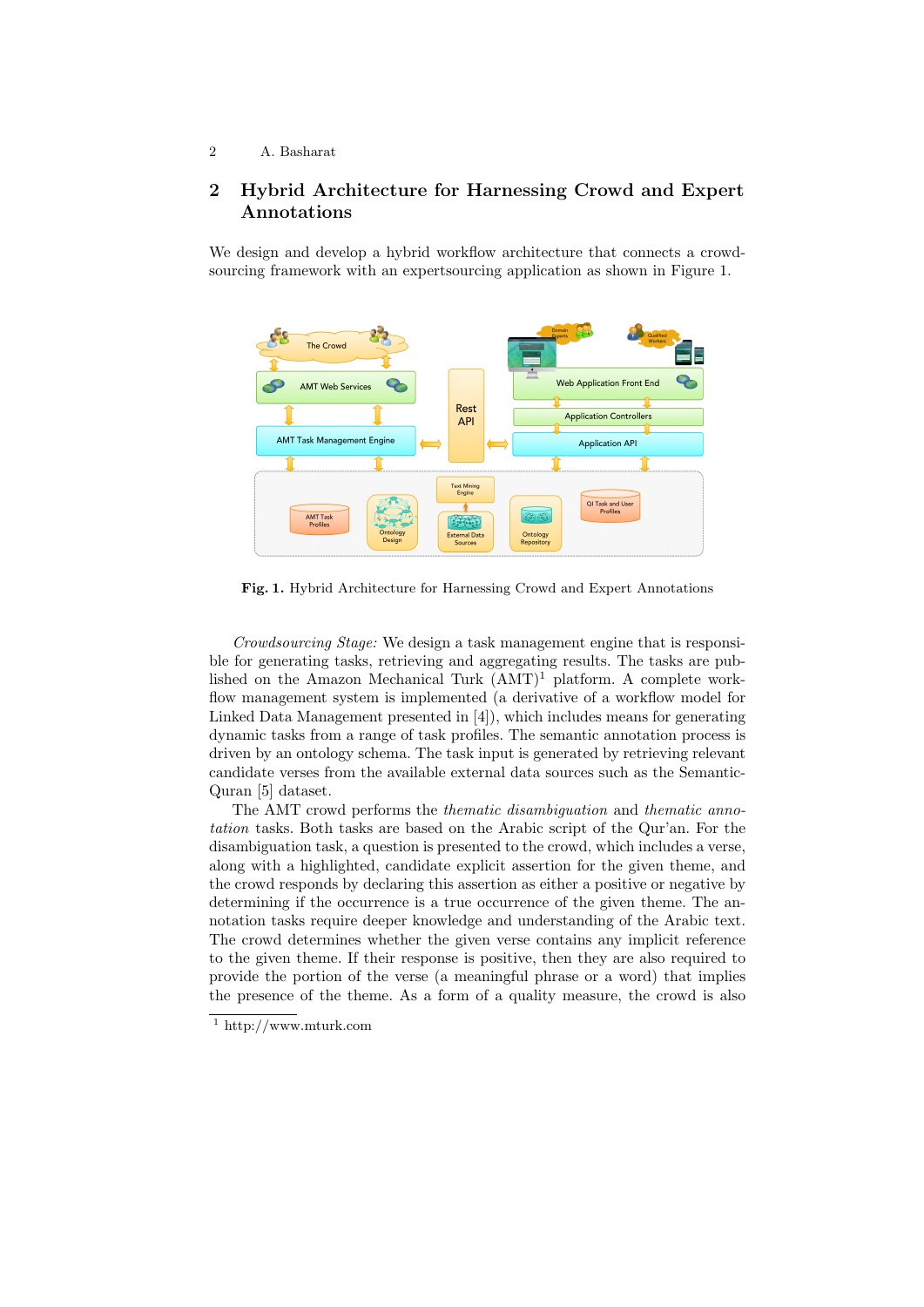## 2 Hybrid Architecture for Harnessing Crowd and Expert Annotations

We design and develop a hybrid workflow architecture that connects a crowdsourcing framework with an expertsourcing application as shown in Figure 1.

**Fig. 1.** Hybrid Architecture for Harnessing Crowd and Expert Annotations

*Crowdsourcing Stage:* We design a task management engine that is responsible for generating tasks, retrieving and aggregating results. The tasks are published on the Amazon Mechanical Turk (AMT)[1] platform. A complete workflow management system is implemented (a derivative of a workflow model for Linked Data Management presented in [4]), which includes means for generating dynamic tasks from a range of task profiles. The semantic annotation process is driven by an ontology schema. The task input is generated by retrieving relevant candidate verses from the available external data sources such as the SemanticQuran [5] dataset.

The AMT crowd performs the *thematic disambiguation* and *thematic annotation* tasks. Both tasks are based on the Arabic script of the Qur'an. For the disambiguation task, a question is presented to the crowd, which includes a verse, along with a highlighted, candidate explicit assertion for the given theme, and the crowd responds by declaring this assertion as either a positive or negative by determining if the occurrence is a true occurrence of the given theme. The annotation tasks require deeper knowledge and understanding of the Arabic text. The crowd determines whether the given verse contains any implicit reference to the given theme. If their response is positive, then they are also required to provide the portion of the verse (a meaningful phrase or a word) that implies the presence of the theme. As a form of a quality measure, the crowd is also

[1] http://www.mturk.com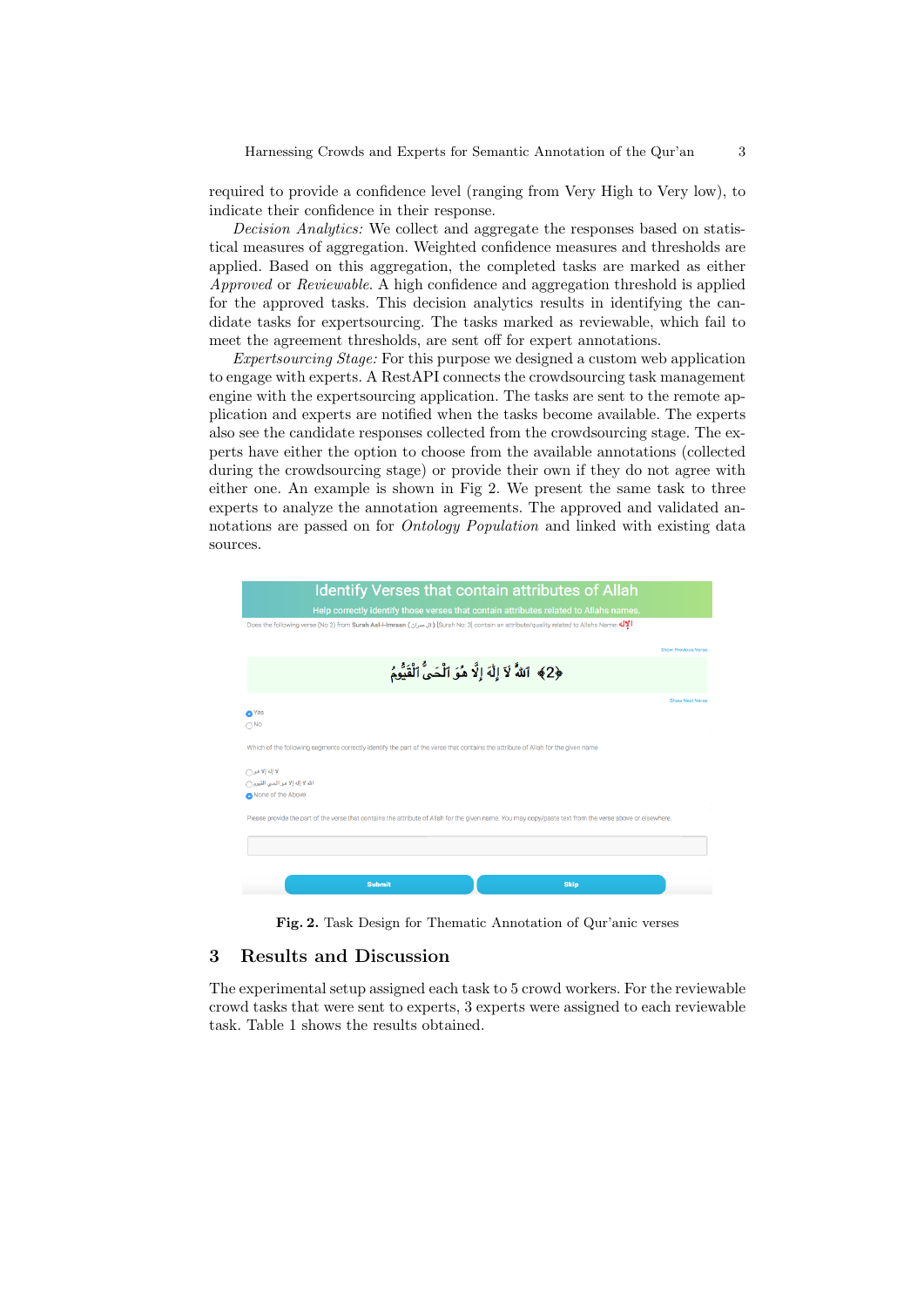required to provide a confidence level (ranging from Very High to Very low), to indicate their confidence in their response.

*Decision Analytics:* We collect and aggregate the responses based on statistical measures of aggregation. Weighted confidence measures and thresholds are applied. Based on this aggregation, the completed tasks are marked as either *Approved* or *Reviewable*. A high confidence and aggregation threshold is applied for the approved tasks. This decision analytics results in identifying the candidate tasks for expertsourcing. The tasks marked as reviewable, which fail to meet the agreement thresholds, are sent off for expert annotations.

*Expertsourcing Stage:* For this purpose we designed a custom web application to engage with experts. A RestAPI connects the crowdsourcing task management engine with the expertsourcing application. The tasks are sent to the remote application and experts are notified when the tasks become available. The experts also see the candidate responses collected from the crowdsourcing stage. The experts have either the option to choose from the available annotations (collected during the crowdsourcing stage) or provide their own if they do not agree with either one. An example is shown in Fig 2. We present the same task to three experts to analyze the annotation agreements. The approved and validated annotations are passed on for *Ontology Population* and linked with existing data sources.

**Fig. 2.** Task Design for Thematic Annotation of Qur'anic verses

## 3 Results and Discussion

The experimental setup assigned each task to 5 crowd workers. For the reviewable crowd tasks that were sent to experts, 3 experts were assigned to each reviewable task. Table 1 shows the results obtained.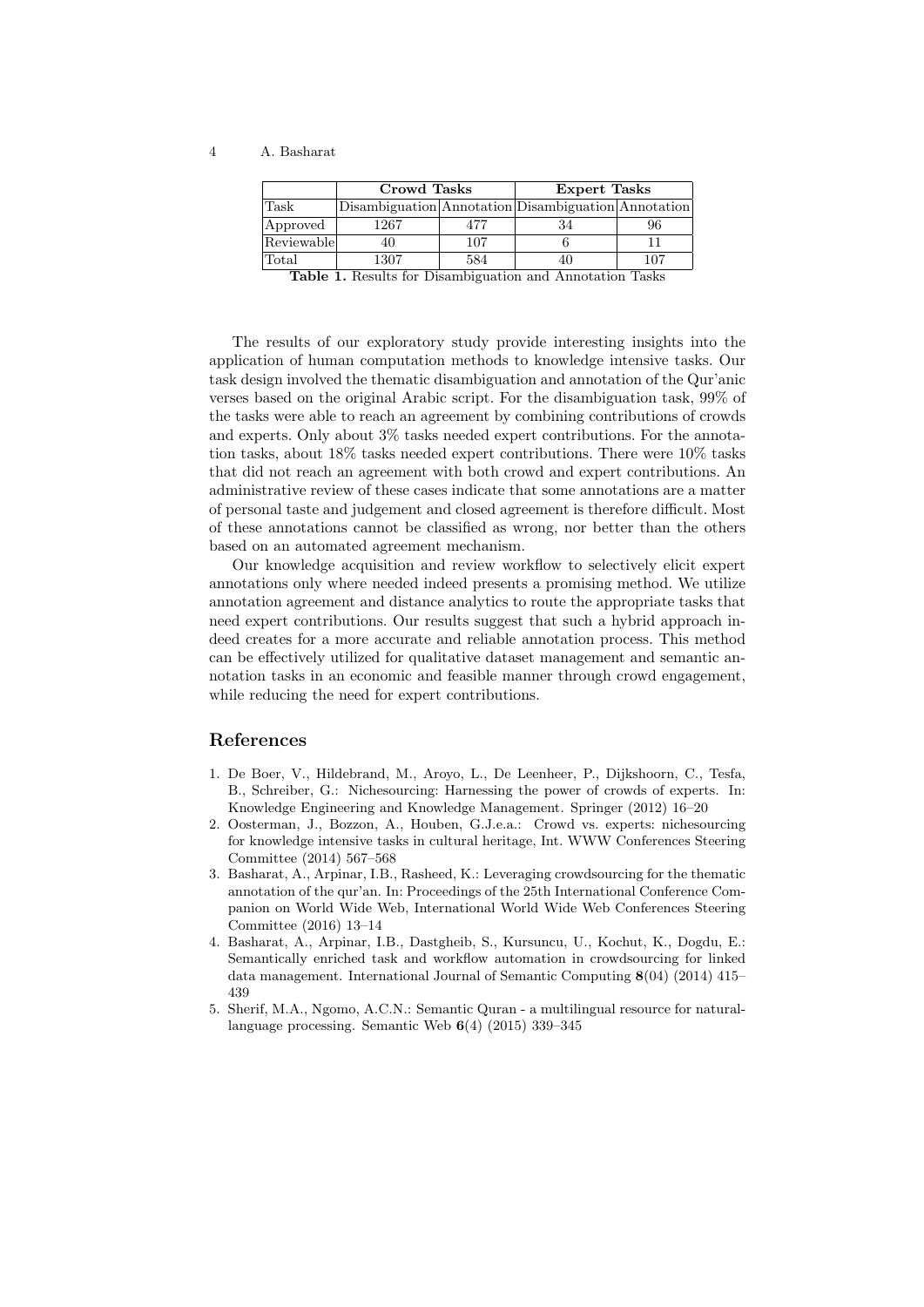| | Crowd Tasks | | Expert Tasks | |
|---|---|---|---|---|
| Task | Disambiguation | Annotation | Disambiguation | Annotation |
| Approved | 1267 | 477 | 34 | 96 |
| Reviewable | 40 | 107 | 6 | 11 |
| Total | 1307 | 584 | 40 | 107 |

**Table 1.** Results for Disambiguation and Annotation Tasks

The results of our exploratory study provide interesting insights into the application of human computation methods to knowledge intensive tasks. Our task design involved the thematic disambiguation and annotation of the Qur'anic verses based on the original Arabic script. For the disambiguation task, 99% of the tasks were able to reach an agreement by combining contributions of crowds and experts. Only about 3% tasks needed expert contributions. For the annotation tasks, about 18% tasks needed expert contributions. There were 10% tasks that did not reach an agreement with both crowd and expert contributions. An administrative review of these cases indicate that some annotations are a matter of personal taste and judgement and closed agreement is therefore difficult. Most of these annotations cannot be classified as wrong, nor better than the others based on an automated agreement mechanism.

Our knowledge acquisition and review workflow to selectively elicit expert annotations only where needed indeed presents a promising method. We utilize annotation agreement and distance analytics to route the appropriate tasks that need expert contributions. Our results suggest that such a hybrid approach indeed creates for a more accurate and reliable annotation process. This method can be effectively utilized for qualitative dataset management and semantic annotation tasks in an economic and feasible manner through crowd engagement, while reducing the need for expert contributions.

## References

1. De Boer, V., Hildebrand, M., Aroyo, L., De Leenheer, P., Dijkshoorn, C., Tesfa, B., Schreiber, G.: Nichesourcing: Harnessing the power of crowds of experts. In: Knowledge Engineering and Knowledge Management. Springer (2012) 16–20
2. Oosterman, J., Bozzon, A., Houben, G.J.e.a.: Crowd vs. experts: nichesourcing for knowledge intensive tasks in cultural heritage, Int. WWW Conferences Steering Committee (2014) 567–568
3. Basharat, A., Arpinar, I.B., Rasheed, K.: Leveraging crowdsourcing for the thematic annotation of the qur'an. In: Proceedings of the 25th International Conference Companion on World Wide Web, International World Wide Web Conferences Steering Committee (2016) 13–14
4. Basharat, A., Arpinar, I.B., Dastgheib, S., Kursuncu, U., Kochut, K., Dogdu, E.: Semantically enriched task and workflow automation in crowdsourcing for linked data management. International Journal of Semantic Computing **8**(04) (2014) 415–439
5. Sherif, M.A., Ngomo, A.C.N.: Semantic Quran - a multilingual resource for natural-language processing. Semantic Web **6**(4) (2015) 339–345